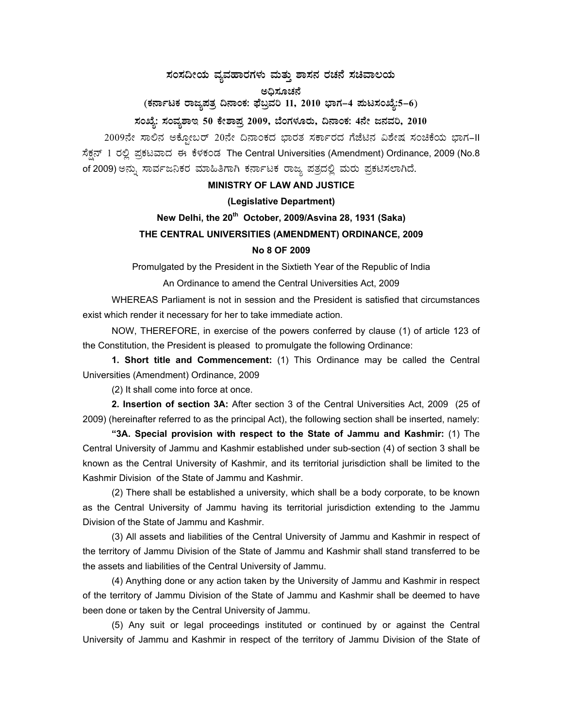# ಸಂಸದೀಯ ವ್ಯವಹಾರಗಳು ಮತ್ತು ಶಾಸನ ರಚನೆ ಸಚಿವಾಲಯ

**ಅಧಿಸೂಚನೆ**

**(ಕರ್ನಾಟಕ ರಾಜ್ಯಪತ್ರ ದಿನಾಂಕ: ಫೆಬ್ರವರಿ 11, 2010 ಭಾಗ–4 ಪುಟಸಂಖ್ಯೆ:5–6)**

**ಸಂಖ್ಯೆ: ಸಂವ್ಯಶಾಇ 50 ಕೇಶಾಪ್ರ 2009, ಬೆಂಗಳೂರು, ದಿನಾಂಕ: 4ನೇ ಜನವರಿ, 2010**

2009ನೇ ಸಾಲಿನ ಅಕ್ಟೋಬರ್ 20ನೇ ದಿನಾಂಕದ ಭಾರತ ಸರ್ಕಾರದ ಗೆಜೆಟಿನ ವಿಶೇಷ ಸಂಚಿಕೆಯ ಭಾಗ–II ಸೆಕ್ಷನ್ 1 ರಲ್ಲಿ ಪ್ರಕಟವಾದ ಈ ಕೆಳಕಂಡ The Central Universities (Amendment) Ordinance, 2009 (No.8 of 2009) ಅನ್ನು ಸಾರ್ವಜನಿಕರ ಮಾಹಿತಿಗಾಗಿ ಕರ್ನಾಟಕ ರಾಜ್ಯ ಪತ್ರದಲ್ಲಿ ಮರು ಪ್ರಕಟಿಸಲಾಗಿದೆ.

**MINISTRY OF LAW AND JUSTICE**

**(Legislative Department)**

**New Delhi, the 20th October, 2009/Asvina 28, 1931 (Saka)**

**THE CENTRAL UNIVERSITIES (AMENDMENT) ORDINANCE, 2009**

**No 8 OF 2009**

Promulgated by the President in the Sixtieth Year of the Republic of India

An Ordinance to amend the Central Universities Act, 2009

WHEREAS Parliament is not in session and the President is satisfied that circumstances exist which render it necessary for her to take immediate action.

NOW, THEREFORE, in exercise of the powers conferred by clause (1) of article 123 of the Constitution, the President is pleased to promulgate the following Ordinance:

**1. Short title and Commencement:** (1) This Ordinance may be called the Central Universities (Amendment) Ordinance, 2009

(2) It shall come into force at once.

**2. Insertion of section 3A:** After section 3 of the Central Universities Act, 2009 (25 of 2009) (hereinafter referred to as the principal Act), the following section shall be inserted, namely:

**"3A. Special provision with respect to the State of Jammu and Kashmir:** (1) The Central University of Jammu and Kashmir established under sub-section (4) of section 3 shall be known as the Central University of Kashmir, and its territorial jurisdiction shall be limited to the Kashmir Division of the State of Jammu and Kashmir.

(2) There shall be established a university, which shall be a body corporate, to be known as the Central University of Jammu having its territorial jurisdiction extending to the Jammu Division of the State of Jammu and Kashmir.

(3) All assets and liabilities of the Central University of Jammu and Kashmir in respect of the territory of Jammu Division of the State of Jammu and Kashmir shall stand transferred to be the assets and liabilities of the Central University of Jammu.

(4) Anything done or any action taken by the University of Jammu and Kashmir in respect of the territory of Jammu Division of the State of Jammu and Kashmir shall be deemed to have been done or taken by the Central University of Jammu.

(5) Any suit or legal proceedings instituted or continued by or against the Central University of Jammu and Kashmir in respect of the territory of Jammu Division of the State of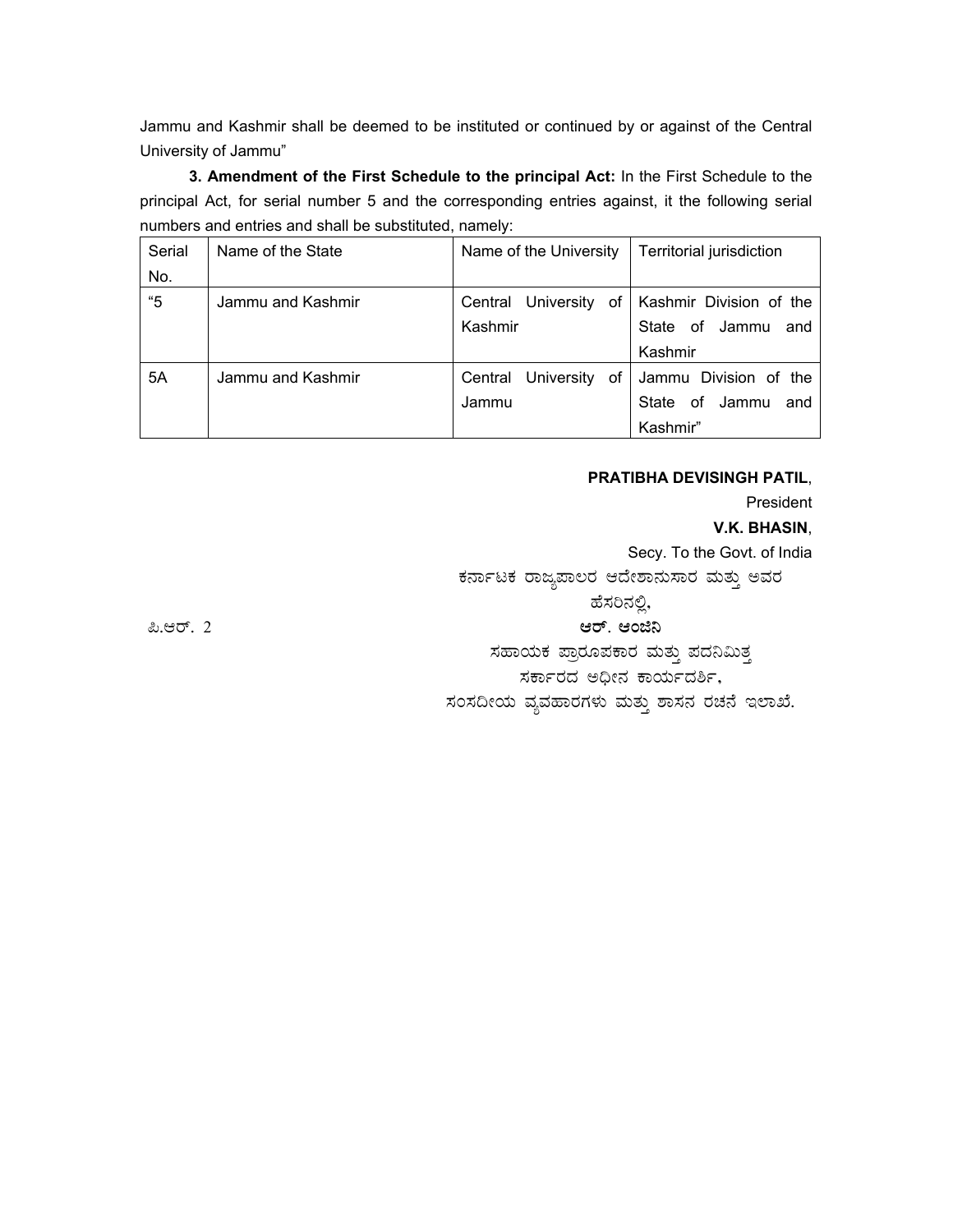Jammu and Kashmir shall be deemed to be instituted or continued by or against of the Central University of Jammu"

**3. Amendment of the First Schedule to the principal Act:** In the First Schedule to the principal Act, for serial number 5 and the corresponding entries against, it the following serial numbers and entries and shall be substituted, namely:

| Serial No. | Name of the State | Name of the University | Territorial jurisdiction |
|---|---|---|---|
| "5 | Jammu and Kashmir | Central University of Kashmir | Kashmir Division of the State of Jammu and Kashmir |
| 5A | Jammu and Kashmir | Central University of Jammu | Jammu Division of the State of Jammu and Kashmir" |

**PRATIBHA DEVISINGH PATIL**,
President

**V.K. BHASIN**,
Secy. To the Govt. of India

ಕರ್ನಾಟಕ ರಾಜ್ಯಪಾಲರ ಆದೇಶಾನುಸಾರ ಮತ್ತು ಅವರ ಹೆಸರಿನಲ್ಲಿ,

ಪಿ.ಆರ್. 2

**ಆರ್. ಆಂಜಿನಿ**

ಸಹಾಯಕ ಪ್ರಾರೂಪಕಾರ ಮತ್ತು ಪದನಿಮಿತ್ತ
ಸರ್ಕಾರದ ಅಧೀನ ಕಾರ್ಯದರ್ಶಿ,
ಸಂಸದೀಯ ವ್ಯವಹಾರಗಳು ಮತ್ತು ಶಾಸನ ರಚನೆ ಇಲಾಖೆ.